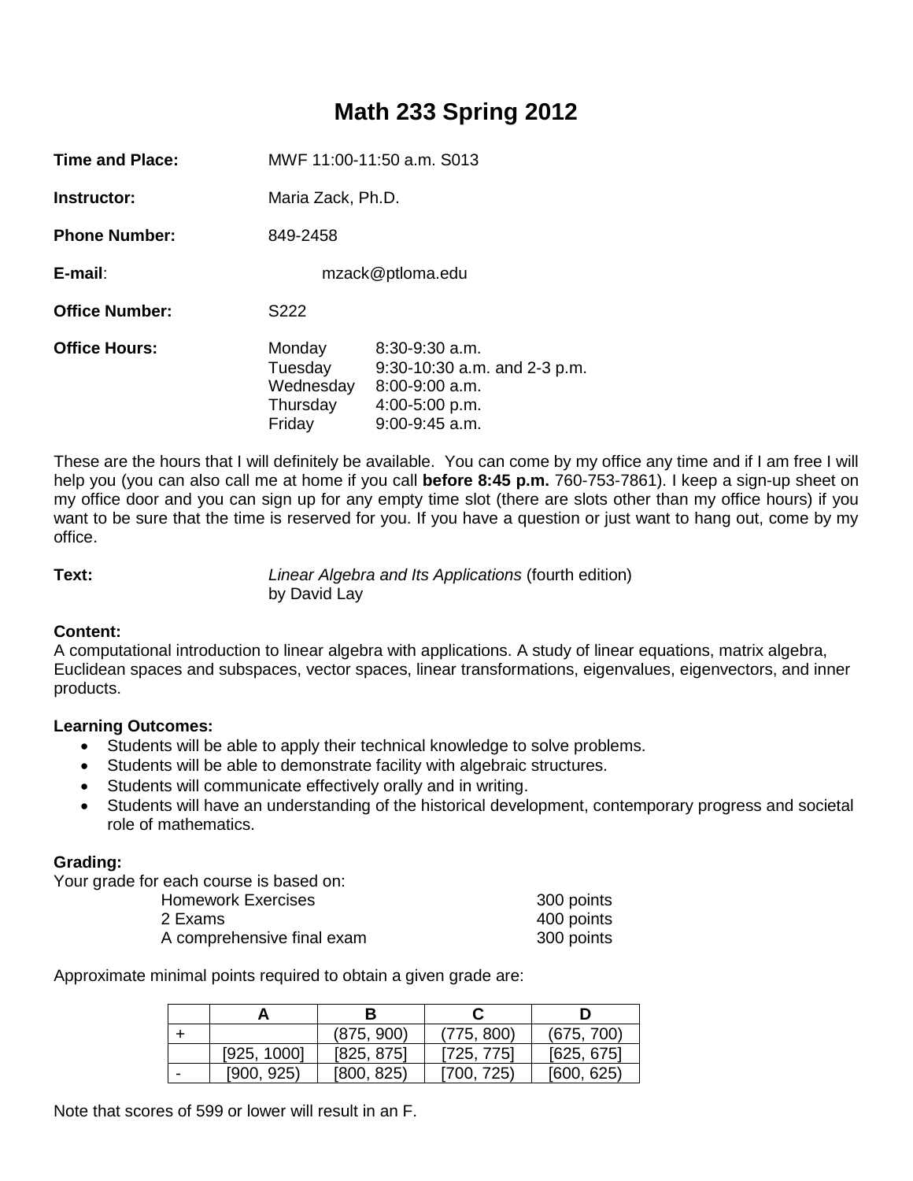# Math 233 Spring 2012

**Time and Place:** MWF 11:00-11:50 a.m. S013

**Instructor:** Maria Zack, Ph.D.

**Phone Number:** 849-2458

**E-mail**: mzack@ptloma.edu

**Office Number:** S222

**Office Hours:**

| | |
|---|---|
| Monday | 8:30-9:30 a.m. |
| Tuesday | 9:30-10:30 a.m. and 2-3 p.m. |
| Wednesday | 8:00-9:00 a.m. |
| Thursday | 4:00-5:00 p.m. |
| Friday | 9:00-9:45 a.m. |

These are the hours that I will definitely be available. You can come by my office any time and if I am free I will help you (you can also call me at home if you call **before 8:45 p.m.** 760-753-7861). I keep a sign-up sheet on my office door and you can sign up for any empty time slot (there are slots other than my office hours) if you want to be sure that the time is reserved for you. If you have a question or just want to hang out, come by my office.

**Text:** *Linear Algebra and Its Applications* (fourth edition) by David Lay

**Content:**
A computational introduction to linear algebra with applications. A study of linear equations, matrix algebra, Euclidean spaces and subspaces, vector spaces, linear transformations, eigenvalues, eigenvectors, and inner products.

**Learning Outcomes:**

- Students will be able to apply their technical knowledge to solve problems.
- Students will be able to demonstrate facility with algebraic structures.
- Students will communicate effectively orally and in writing.
- Students will have an understanding of the historical development, contemporary progress and societal role of mathematics.

**Grading:**
Your grade for each course is based on:

| | |
|---|---|
| Homework Exercises | 300 points |
| 2 Exams | 400 points |
| A comprehensive final exam | 300 points |

Approximate minimal points required to obtain a given grade are:

| | A | B | C | D |
|---|---|---|---|---|
| + | | (875, 900) | (775, 800) | (675, 700) |
| | [925, 1000] | [825, 875] | [725, 775] | [625, 675] |
| - | [900, 925) | [800, 825) | [700, 725) | [600, 625) |

Note that scores of 599 or lower will result in an F.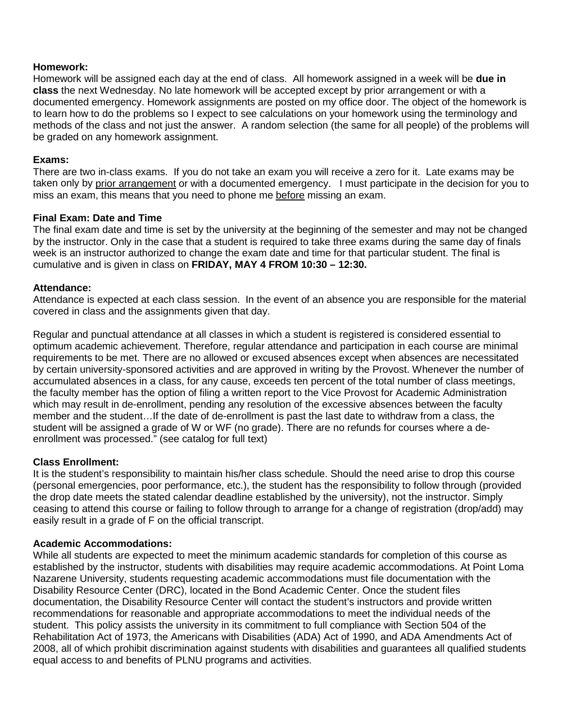**Homework:**
Homework will be assigned each day at the end of class. All homework assigned in a week will be **due in class** the next Wednesday. No late homework will be accepted except by prior arrangement or with a documented emergency. Homework assignments are posted on my office door. The object of the homework is to learn how to do the problems so I expect to see calculations on your homework using the terminology and methods of the class and not just the answer. A random selection (the same for all people) of the problems will be graded on any homework assignment.

**Exams:**
There are two in-class exams. If you do not take an exam you will receive a zero for it. Late exams may be taken only by <u>prior arrangement</u> or with a documented emergency. I must participate in the decision for you to miss an exam, this means that you need to phone me <u>before</u> missing an exam.

**Final Exam: Date and Time**
The final exam date and time is set by the university at the beginning of the semester and may not be changed by the instructor. Only in the case that a student is required to take three exams during the same day of finals week is an instructor authorized to change the exam date and time for that particular student. The final is cumulative and is given in class on **FRIDAY, MAY 4 FROM 10:30 – 12:30.**

**Attendance:**
Attendance is expected at each class session. In the event of an absence you are responsible for the material covered in class and the assignments given that day.

Regular and punctual attendance at all classes in which a student is registered is considered essential to optimum academic achievement. Therefore, regular attendance and participation in each course are minimal requirements to be met. There are no allowed or excused absences except when absences are necessitated by certain university-sponsored activities and are approved in writing by the Provost. Whenever the number of accumulated absences in a class, for any cause, exceeds ten percent of the total number of class meetings, the faculty member has the option of filing a written report to the Vice Provost for Academic Administration which may result in de-enrollment, pending any resolution of the excessive absences between the faculty member and the student…If the date of de-enrollment is past the last date to withdraw from a class, the student will be assigned a grade of W or WF (no grade). There are no refunds for courses where a de-enrollment was processed." (see catalog for full text)

**Class Enrollment:**
It is the student's responsibility to maintain his/her class schedule. Should the need arise to drop this course (personal emergencies, poor performance, etc.), the student has the responsibility to follow through (provided the drop date meets the stated calendar deadline established by the university), not the instructor. Simply ceasing to attend this course or failing to follow through to arrange for a change of registration (drop/add) may easily result in a grade of F on the official transcript.

**Academic Accommodations:**
While all students are expected to meet the minimum academic standards for completion of this course as established by the instructor, students with disabilities may require academic accommodations. At Point Loma Nazarene University, students requesting academic accommodations must file documentation with the Disability Resource Center (DRC), located in the Bond Academic Center. Once the student files documentation, the Disability Resource Center will contact the student's instructors and provide written recommendations for reasonable and appropriate accommodations to meet the individual needs of the student. This policy assists the university in its commitment to full compliance with Section 504 of the Rehabilitation Act of 1973, the Americans with Disabilities (ADA) Act of 1990, and ADA Amendments Act of 2008, all of which prohibit discrimination against students with disabilities and guarantees all qualified students equal access to and benefits of PLNU programs and activities.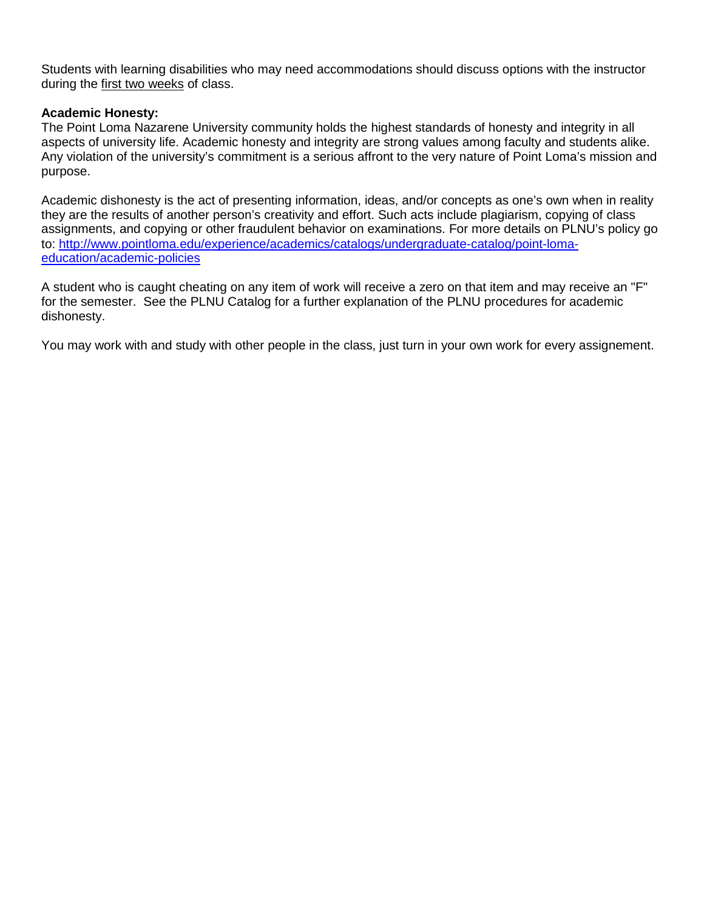Students with learning disabilities who may need accommodations should discuss options with the instructor during the <u>first two weeks</u> of class.

**Academic Honesty:**

The Point Loma Nazarene University community holds the highest standards of honesty and integrity in all aspects of university life. Academic honesty and integrity are strong values among faculty and students alike. Any violation of the university's commitment is a serious affront to the very nature of Point Loma's mission and purpose.

Academic dishonesty is the act of presenting information, ideas, and/or concepts as one's own when in reality they are the results of another person's creativity and effort. Such acts include plagiarism, copying of class assignments, and copying or other fraudulent behavior on examinations. For more details on PLNU's policy go to: [http://www.pointloma.edu/experience/academics/catalogs/undergraduate-catalog/point-loma-education/academic-policies](http://www.pointloma.edu/experience/academics/catalogs/undergraduate-catalog/point-loma-education/academic-policies)

A student who is caught cheating on any item of work will receive a zero on that item and may receive an "F" for the semester. See the PLNU Catalog for a further explanation of the PLNU procedures for academic dishonesty.

You may work with and study with other people in the class, just turn in your own work for every assignement.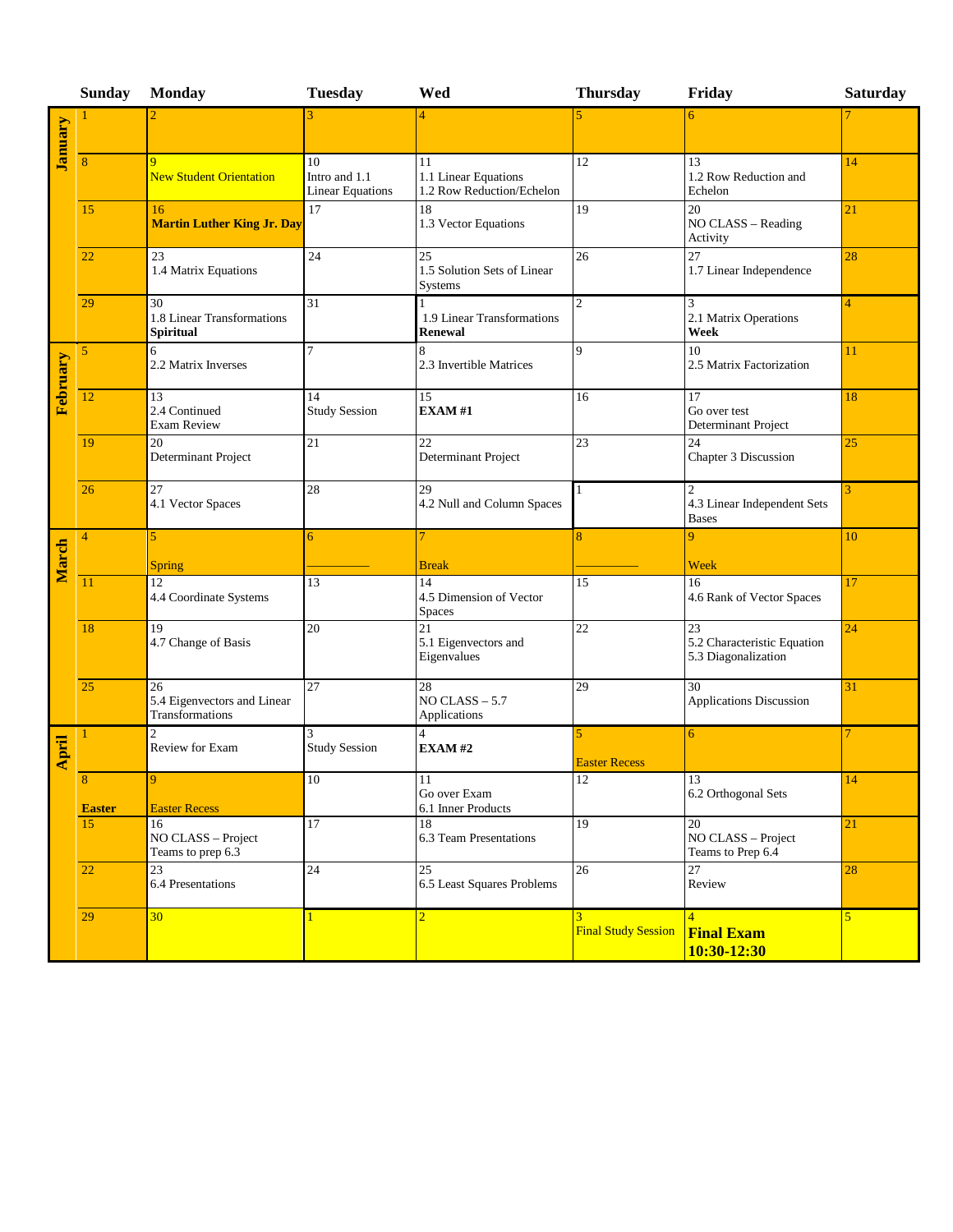| | Sunday | Monday | Tuesday | Wed | Thursday | Friday | Saturday |
|---|---|---|---|---|---|---|---|
| January | 1 | 2 | 3 | 4 | 5 | 6 | 7 |
| | 8 | 9 New Student Orientation | 10 Intro and 1.1 Linear Equations | 11 1.1 Linear Equations 1.2 Row Reduction/Echelon | 12 | 13 1.2 Row Reduction and Echelon | 14 |
| | 15 | 16 **Martin Luther King Jr. Day** | 17 | 18 1.3 Vector Equations | 19 | 20 NO CLASS – Reading Activity | 21 |
| | 22 | 23 1.4 Matrix Equations | 24 | 25 1.5 Solution Sets of Linear Systems | 26 | 27 1.7 Linear Independence | 28 |
| | 29 | 30 1.8 Linear Transformations **Spiritual** | 31 | 1 1.9 Linear Transformations **Renewal** | 2 | 3 2.1 Matrix Operations **Week** | 4 |
| February | 5 | 6 2.2 Matrix Inverses | 7 | 8 2.3 Invertible Matrices | 9 | 10 2.5 Matrix Factorization | 11 |
| | 12 | 13 2.4 Continued Exam Review | 14 Study Session | 15 **EXAM #1** | 16 | 17 Go over test Determinant Project | 18 |
| | 19 | 20 Determinant Project | 21 | 22 Determinant Project | 23 | 24 Chapter 3 Discussion | 25 |
| | 26 | 27 4.1 Vector Spaces | 28 | 29 4.2 Null and Column Spaces | 1 | 2 4.3 Linear Independent Sets Bases | 3 |
| March | 4 | 5 Spring | 6 ―――――― | 7 Break | 8 ―――――― | 9 Week | 10 |
| | 11 | 12 4.4 Coordinate Systems | 13 | 14 4.5 Dimension of Vector Spaces | 15 | 16 4.6 Rank of Vector Spaces | 17 |
| | 18 | 19 4.7 Change of Basis | 20 | 21 5.1 Eigenvectors and Eigenvalues | 22 | 23 5.2 Characteristic Equation 5.3 Diagonalization | 24 |
| | 25 | 26 5.4 Eigenvectors and Linear Transformations | 27 | 28 NO CLASS – 5.7 Applications | 29 | 30 Applications Discussion | 31 |
| April | 1 | 2 Review for Exam | 3 Study Session | 4 **EXAM #2** | 5 Easter Recess | 6 | 7 |
| | 8 **Easter** | 9 Easter Recess | 10 | 11 Go over Exam 6.1 Inner Products | 12 | 13 6.2 Orthogonal Sets | 14 |
| | 15 | 16 NO CLASS – Project Teams to prep 6.3 | 17 | 18 6.3 Team Presentations | 19 | 20 NO CLASS – Project Teams to Prep 6.4 | 21 |
| | 22 | 23 6.4 Presentations | 24 | 25 6.5 Least Squares Problems | 26 | 27 Review | 28 |
| | 29 | 30 | 1 | 2 | 3 Final Study Session | 4 **Final Exam 10:30-12:30** | 5 |